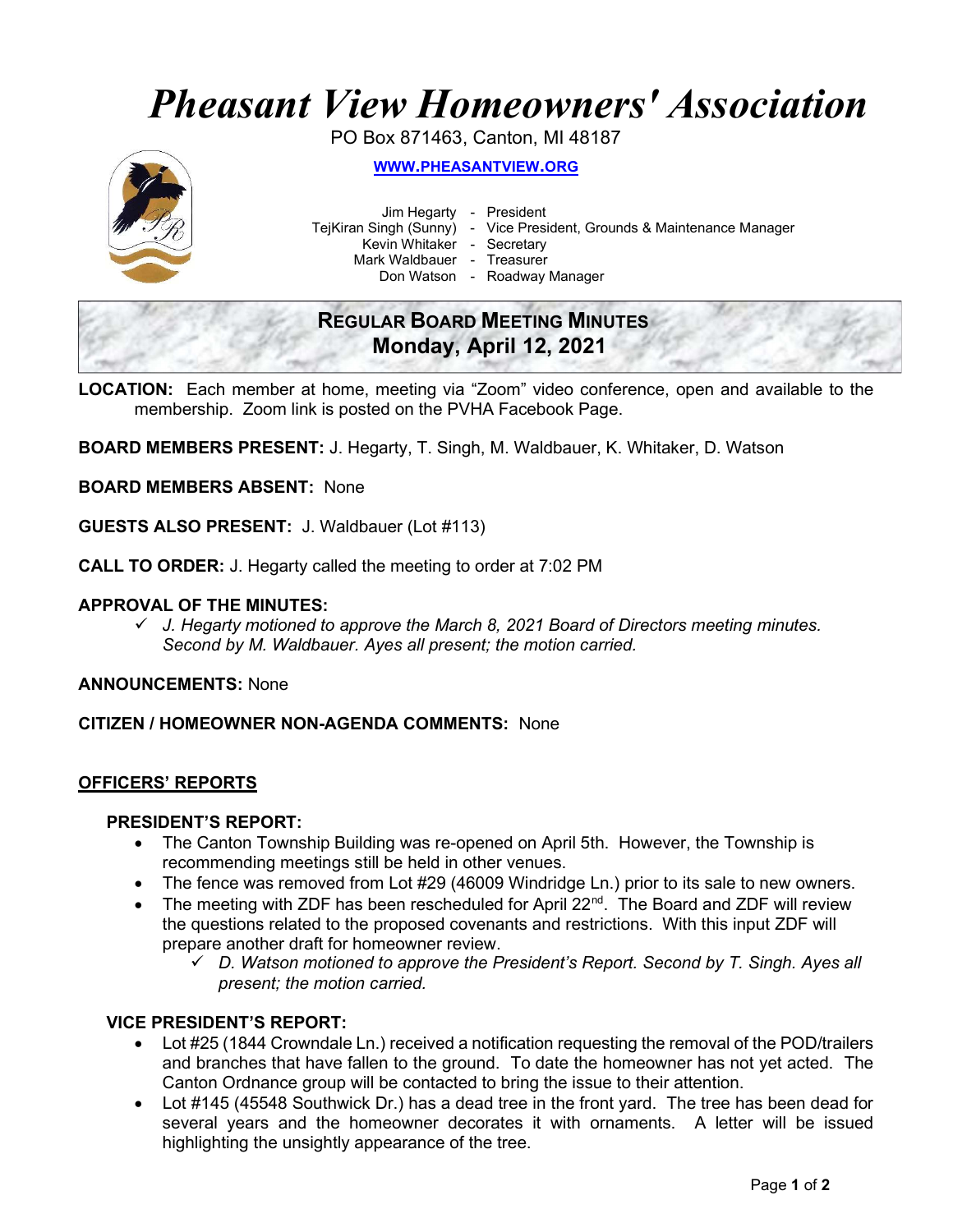# Pheasant View Homeowners' Association

PO Box 871463, Canton, MI 48187

**WWW.PHEASANTVIEW.ORG**

Jim Hegarty - President
TejKiran Singh (Sunny) - Vice President, Grounds & Maintenance Manager
Kevin Whitaker - Secretary
Mark Waldbauer - Treasurer
Don Watson - Roadway Manager

## REGULAR BOARD MEETING MINUTES
## Monday, April 12, 2021

**LOCATION:** Each member at home, meeting via "Zoom" video conference, open and available to the membership. Zoom link is posted on the PVHA Facebook Page.

**BOARD MEMBERS PRESENT:** J. Hegarty, T. Singh, M. Waldbauer, K. Whitaker, D. Watson

**BOARD MEMBERS ABSENT:** None

**GUESTS ALSO PRESENT:** J. Waldbauer (Lot #113)

**CALL TO ORDER:** J. Hegarty called the meeting to order at 7:02 PM

**APPROVAL OF THE MINUTES:**

- ✓ *J. Hegarty motioned to approve the March 8, 2021 Board of Directors meeting minutes. Second by M. Waldbauer. Ayes all present; the motion carried.*

**ANNOUNCEMENTS:** None

**CITIZEN / HOMEOWNER NON-AGENDA COMMENTS:** None

## OFFICERS' REPORTS

### PRESIDENT'S REPORT:

- The Canton Township Building was re-opened on April 5th. However, the Township is recommending meetings still be held in other venues.
- The fence was removed from Lot #29 (46009 Windridge Ln.) prior to its sale to new owners.
- The meeting with ZDF has been rescheduled for April 22nd. The Board and ZDF will review the questions related to the proposed covenants and restrictions. With this input ZDF will prepare another draft for homeowner review.
  - ✓ *D. Watson motioned to approve the President's Report. Second by T. Singh. Ayes all present; the motion carried.*

### VICE PRESIDENT'S REPORT:

- Lot #25 (1844 Crowndale Ln.) received a notification requesting the removal of the POD/trailers and branches that have fallen to the ground. To date the homeowner has not yet acted. The Canton Ordnance group will be contacted to bring the issue to their attention.
- Lot #145 (45548 Southwick Dr.) has a dead tree in the front yard. The tree has been dead for several years and the homeowner decorates it with ornaments. A letter will be issued highlighting the unsightly appearance of the tree.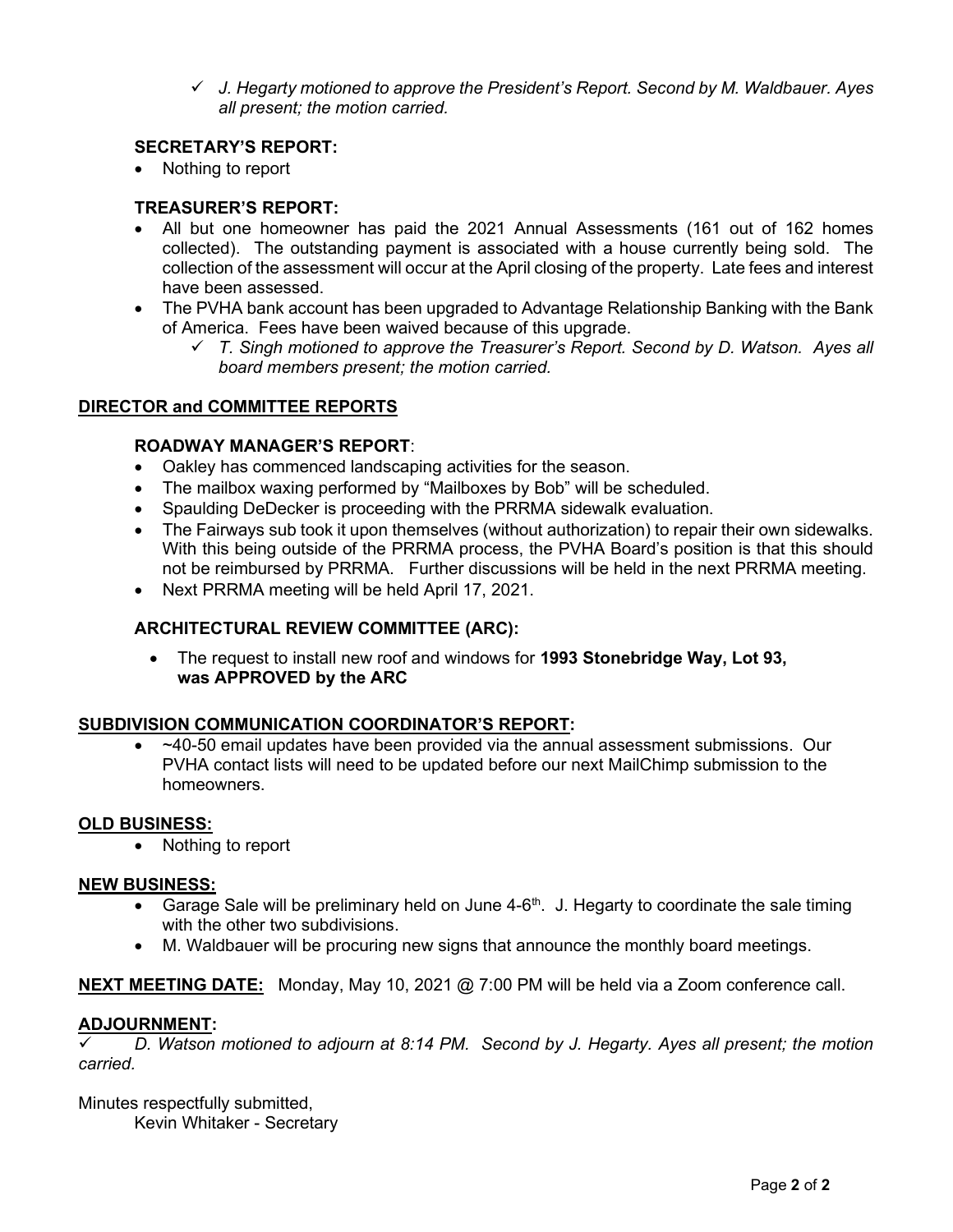- ✓ *J. Hegarty motioned to approve the President's Report. Second by M. Waldbauer. Ayes all present; the motion carried.*

### SECRETARY'S REPORT:

- Nothing to report

### TREASURER'S REPORT:

- All but one homeowner has paid the 2021 Annual Assessments (161 out of 162 homes collected). The outstanding payment is associated with a house currently being sold. The collection of the assessment will occur at the April closing of the property. Late fees and interest have been assessed.
- The PVHA bank account has been upgraded to Advantage Relationship Banking with the Bank of America. Fees have been waived because of this upgrade.
  - ✓ *T. Singh motioned to approve the Treasurer's Report. Second by D. Watson. Ayes all board members present; the motion carried.*

## DIRECTOR and COMMITTEE REPORTS

### ROADWAY MANAGER'S REPORT:

- Oakley has commenced landscaping activities for the season.
- The mailbox waxing performed by "Mailboxes by Bob" will be scheduled.
- Spaulding DeDecker is proceeding with the PRRMA sidewalk evaluation.
- The Fairways sub took it upon themselves (without authorization) to repair their own sidewalks. With this being outside of the PRRMA process, the PVHA Board's position is that this should not be reimbursed by PRRMA. Further discussions will be held in the next PRRMA meeting.
- Next PRRMA meeting will be held April 17, 2021.

### ARCHITECTURAL REVIEW COMMITTEE (ARC):

- The request to install new roof and windows for **1993 Stonebridge Way, Lot 93, was APPROVED by the ARC**

## SUBDIVISION COMMUNICATION COORDINATOR'S REPORT:

- ~40-50 email updates have been provided via the annual assessment submissions. Our PVHA contact lists will need to be updated before our next MailChimp submission to the homeowners.

## OLD BUSINESS:

- Nothing to report

## NEW BUSINESS:

- Garage Sale will be preliminary held on June 4-6th. J. Hegarty to coordinate the sale timing with the other two subdivisions.
- M. Waldbauer will be procuring new signs that announce the monthly board meetings.

**NEXT MEETING DATE:** Monday, May 10, 2021 @ 7:00 PM will be held via a Zoom conference call.

## ADJOURNMENT:

✓ *D. Watson motioned to adjourn at 8:14 PM. Second by J. Hegarty. Ayes all present; the motion carried.*

Minutes respectfully submitted,
Kevin Whitaker - Secretary